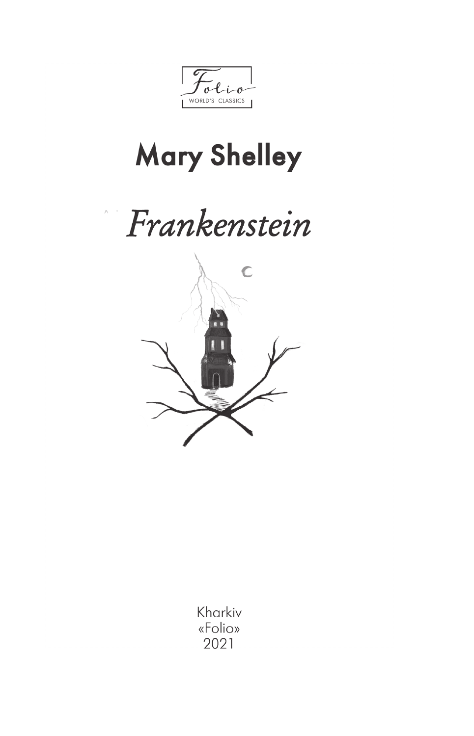Folio
WORLD'S CLASSICS

## Mary Shelley

# *Frankenstein*

Kharkiv
«Folio»
2021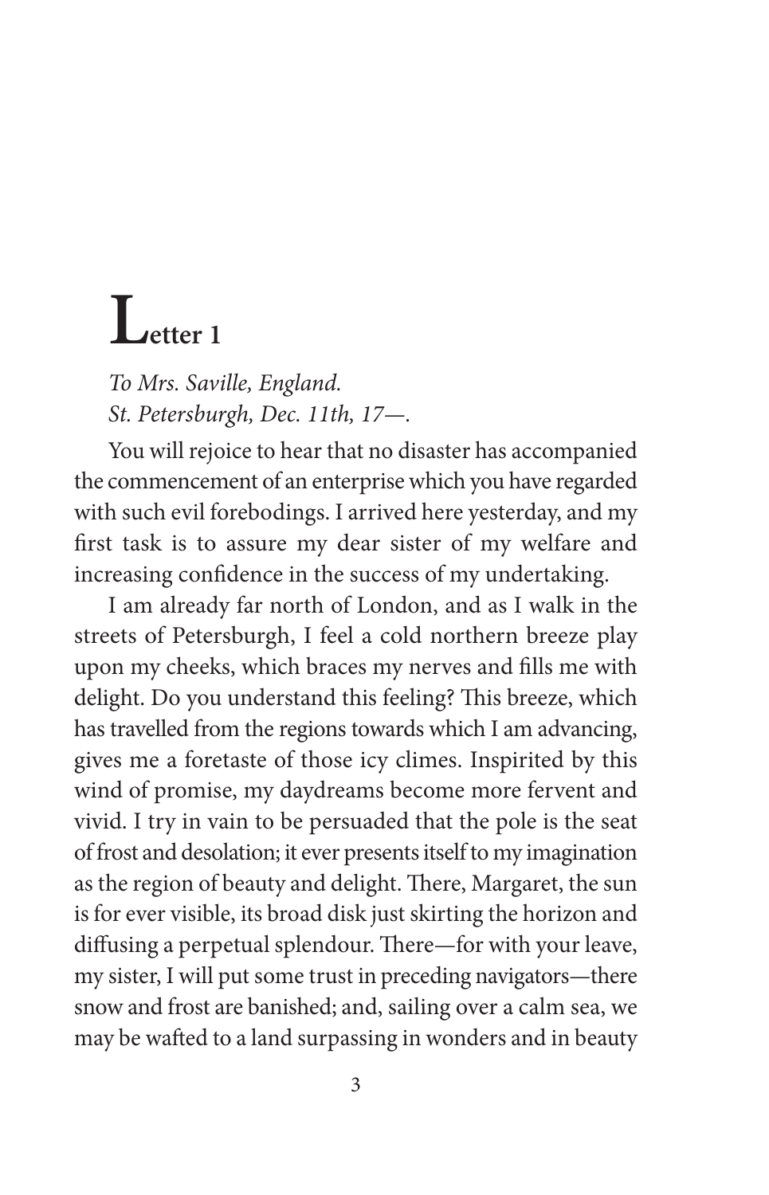# Letter 1

*To Mrs. Saville, England.*
*St. Petersburgh, Dec. 11th, 17—.*

You will rejoice to hear that no disaster has accompanied the commencement of an enterprise which you have regarded with such evil forebodings. I arrived here yesterday, and my first task is to assure my dear sister of my welfare and increasing confidence in the success of my undertaking.

I am already far north of London, and as I walk in the streets of Petersburgh, I feel a cold northern breeze play upon my cheeks, which braces my nerves and fills me with delight. Do you understand this feeling? This breeze, which has travelled from the regions towards which I am advancing, gives me a foretaste of those icy climes. Inspirited by this wind of promise, my daydreams become more fervent and vivid. I try in vain to be persuaded that the pole is the seat of frost and desolation; it ever presents itself to my imagination as the region of beauty and delight. There, Margaret, the sun is for ever visible, its broad disk just skirting the horizon and diffusing a perpetual splendour. There—for with your leave, my sister, I will put some trust in preceding navigators—there snow and frost are banished; and, sailing over a calm sea, we may be wafted to a land surpassing in wonders and in beauty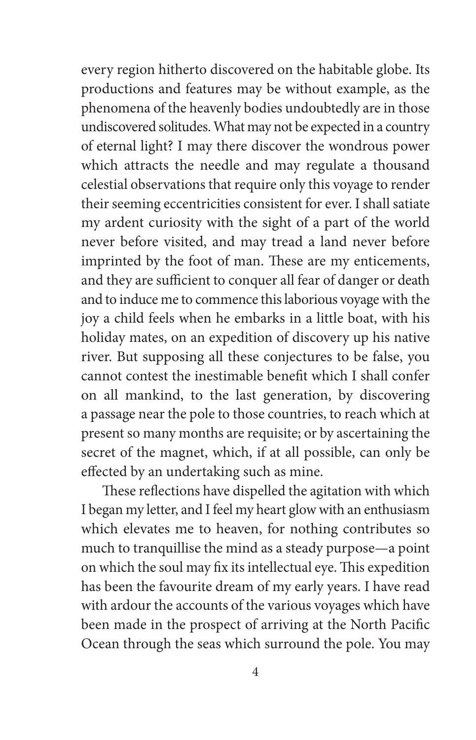every region hitherto discovered on the habitable globe. Its productions and features may be without example, as the phenomena of the heavenly bodies undoubtedly are in those undiscovered solitudes. What may not be expected in a country of eternal light? I may there discover the wondrous power which attracts the needle and may regulate a thousand celestial observations that require only this voyage to render their seeming eccentricities consistent for ever. I shall satiate my ardent curiosity with the sight of a part of the world never before visited, and may tread a land never before imprinted by the foot of man. These are my enticements, and they are sufficient to conquer all fear of danger or death and to induce me to commence this laborious voyage with the joy a child feels when he embarks in a little boat, with his holiday mates, on an expedition of discovery up his native river. But supposing all these conjectures to be false, you cannot contest the inestimable benefit which I shall confer on all mankind, to the last generation, by discovering a passage near the pole to those countries, to reach which at present so many months are requisite; or by ascertaining the secret of the magnet, which, if at all possible, can only be effected by an undertaking such as mine.

These reflections have dispelled the agitation with which I began my letter, and I feel my heart glow with an enthusiasm which elevates me to heaven, for nothing contributes so much to tranquillise the mind as a steady purpose—a point on which the soul may fix its intellectual eye. This expedition has been the favourite dream of my early years. I have read with ardour the accounts of the various voyages which have been made in the prospect of arriving at the North Pacific Ocean through the seas which surround the pole. You may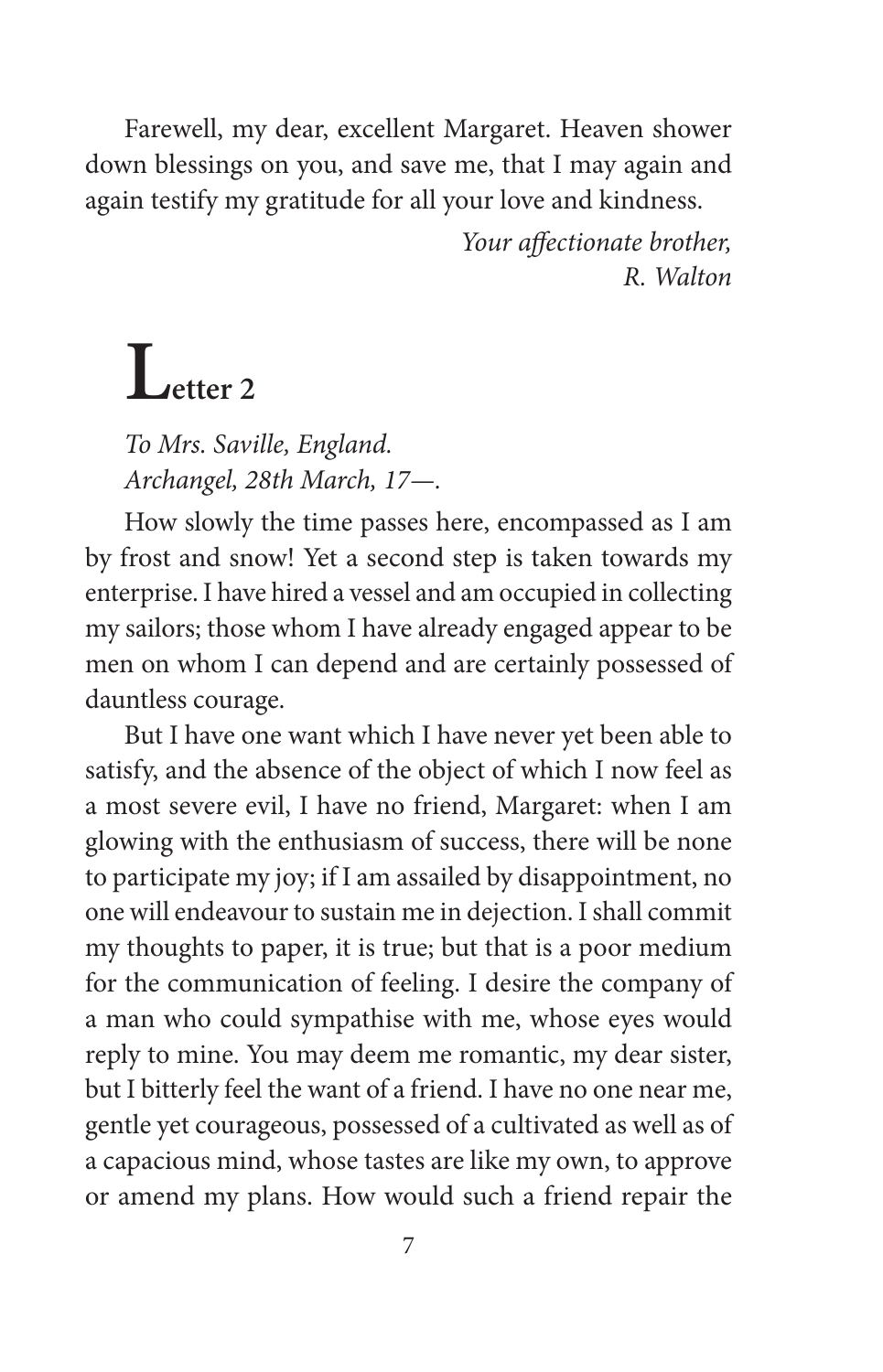Farewell, my dear, excellent Margaret. Heaven shower down blessings on you, and save me, that I may again and again testify my gratitude for all your love and kindness.

*Your affectionate brother,*
*R. Walton*

# Letter 2

*To Mrs. Saville, England.*
*Archangel, 28th March, 17—.*

How slowly the time passes here, encompassed as I am by frost and snow! Yet a second step is taken towards my enterprise. I have hired a vessel and am occupied in collecting my sailors; those whom I have already engaged appear to be men on whom I can depend and are certainly possessed of dauntless courage.

But I have one want which I have never yet been able to satisfy, and the absence of the object of which I now feel as a most severe evil, I have no friend, Margaret: when I am glowing with the enthusiasm of success, there will be none to participate my joy; if I am assailed by disappointment, no one will endeavour to sustain me in dejection. I shall commit my thoughts to paper, it is true; but that is a poor medium for the communication of feeling. I desire the company of a man who could sympathise with me, whose eyes would reply to mine. You may deem me romantic, my dear sister, but I bitterly feel the want of a friend. I have no one near me, gentle yet courageous, possessed of a cultivated as well as of a capacious mind, whose tastes are like my own, to approve or amend my plans. How would such a friend repair the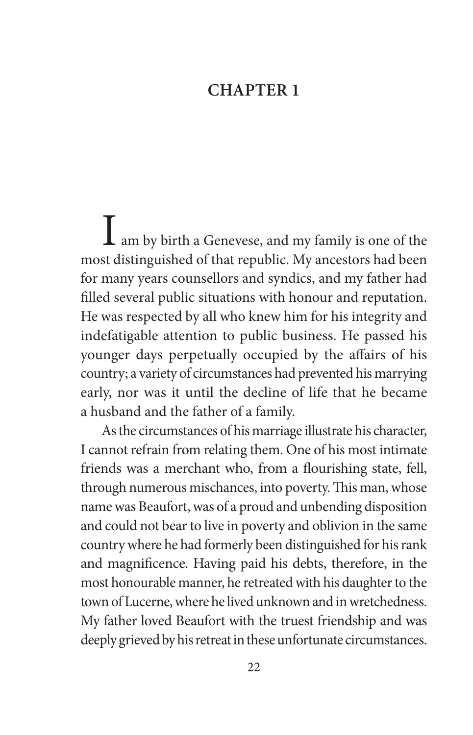# CHAPTER 1

I am by birth a Genevese, and my family is one of the most distinguished of that republic. My ancestors had been for many years counsellors and syndics, and my father had filled several public situations with honour and reputation. He was respected by all who knew him for his integrity and indefatigable attention to public business. He passed his younger days perpetually occupied by the affairs of his country; a variety of circumstances had prevented his marrying early, nor was it until the decline of life that he became a husband and the father of a family.

As the circumstances of his marriage illustrate his character, I cannot refrain from relating them. One of his most intimate friends was a merchant who, from a flourishing state, fell, through numerous mischances, into poverty. This man, whose name was Beaufort, was of a proud and unbending disposition and could not bear to live in poverty and oblivion in the same country where he had formerly been distinguished for his rank and magnificence. Having paid his debts, therefore, in the most honourable manner, he retreated with his daughter to the town of Lucerne, where he lived unknown and in wretchedness. My father loved Beaufort with the truest friendship and was deeply grieved by his retreat in these unfortunate circumstances.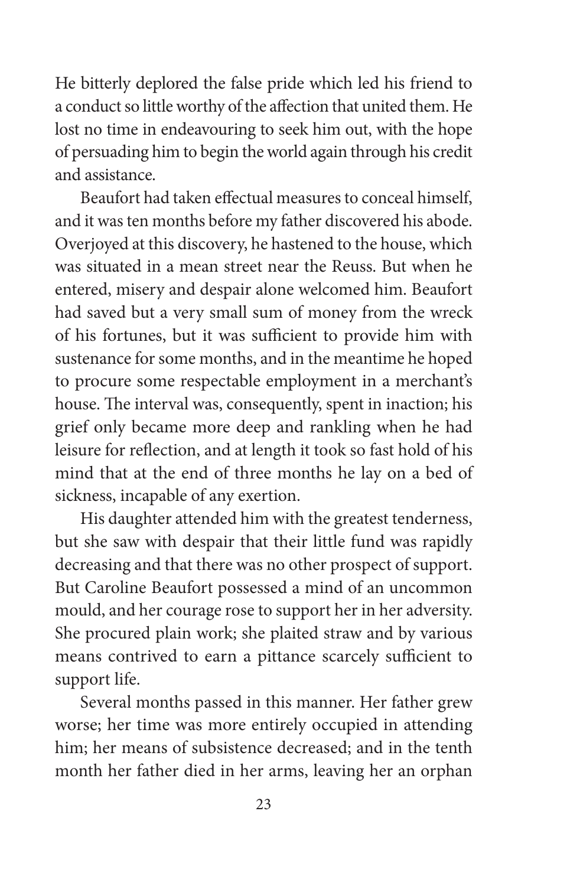He bitterly deplored the false pride which led his friend to a conduct so little worthy of the affection that united them. He lost no time in endeavouring to seek him out, with the hope of persuading him to begin the world again through his credit and assistance.

Beaufort had taken effectual measures to conceal himself, and it was ten months before my father discovered his abode. Overjoyed at this discovery, he hastened to the house, which was situated in a mean street near the Reuss. But when he entered, misery and despair alone welcomed him. Beaufort had saved but a very small sum of money from the wreck of his fortunes, but it was sufficient to provide him with sustenance for some months, and in the meantime he hoped to procure some respectable employment in a merchant's house. The interval was, consequently, spent in inaction; his grief only became more deep and rankling when he had leisure for reflection, and at length it took so fast hold of his mind that at the end of three months he lay on a bed of sickness, incapable of any exertion.

His daughter attended him with the greatest tenderness, but she saw with despair that their little fund was rapidly decreasing and that there was no other prospect of support. But Caroline Beaufort possessed a mind of an uncommon mould, and her courage rose to support her in her adversity. She procured plain work; she plaited straw and by various means contrived to earn a pittance scarcely sufficient to support life.

Several months passed in this manner. Her father grew worse; her time was more entirely occupied in attending him; her means of subsistence decreased; and in the tenth month her father died in her arms, leaving her an orphan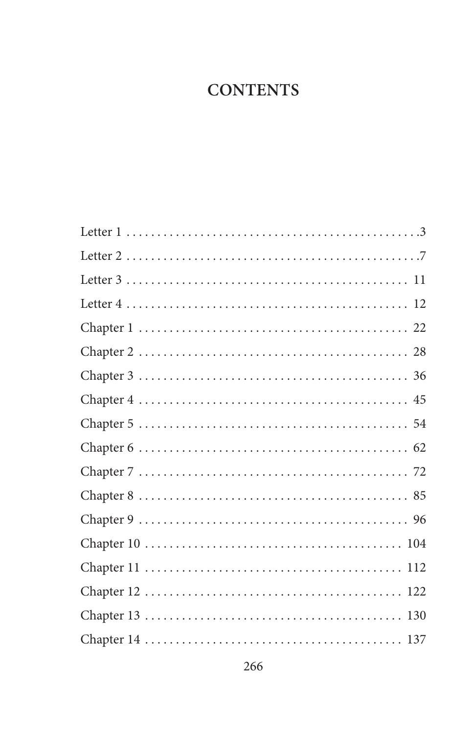# CONTENTS

Letter 1 . . . . . . . . . . . . . . . . . . . . . . . . . . . . . . . . . . . . . . . . . . . . . . .3

Letter 2 . . . . . . . . . . . . . . . . . . . . . . . . . . . . . . . . . . . . . . . . . . . . . . .7

Letter 3 . . . . . . . . . . . . . . . . . . . . . . . . . . . . . . . . . . . . . . . . . . . . . 11

Letter 4 . . . . . . . . . . . . . . . . . . . . . . . . . . . . . . . . . . . . . . . . . . . . . 12

Chapter 1 . . . . . . . . . . . . . . . . . . . . . . . . . . . . . . . . . . . . . . . . . . . 22

Chapter 2 . . . . . . . . . . . . . . . . . . . . . . . . . . . . . . . . . . . . . . . . . . . 28

Chapter 3 . . . . . . . . . . . . . . . . . . . . . . . . . . . . . . . . . . . . . . . . . . . 36

Chapter 4 . . . . . . . . . . . . . . . . . . . . . . . . . . . . . . . . . . . . . . . . . . . 45

Chapter 5 . . . . . . . . . . . . . . . . . . . . . . . . . . . . . . . . . . . . . . . . . . . 54

Chapter 6 . . . . . . . . . . . . . . . . . . . . . . . . . . . . . . . . . . . . . . . . . . . 62

Chapter 7 . . . . . . . . . . . . . . . . . . . . . . . . . . . . . . . . . . . . . . . . . . . 72

Chapter 8 . . . . . . . . . . . . . . . . . . . . . . . . . . . . . . . . . . . . . . . . . . . 85

Chapter 9 . . . . . . . . . . . . . . . . . . . . . . . . . . . . . . . . . . . . . . . . . . . 96

Chapter 10 . . . . . . . . . . . . . . . . . . . . . . . . . . . . . . . . . . . . . . . . . 104

Chapter 11 . . . . . . . . . . . . . . . . . . . . . . . . . . . . . . . . . . . . . . . . . 112

Chapter 12 . . . . . . . . . . . . . . . . . . . . . . . . . . . . . . . . . . . . . . . . . 122

Chapter 13 . . . . . . . . . . . . . . . . . . . . . . . . . . . . . . . . . . . . . . . . . 130

Chapter 14 . . . . . . . . . . . . . . . . . . . . . . . . . . . . . . . . . . . . . . . . . 137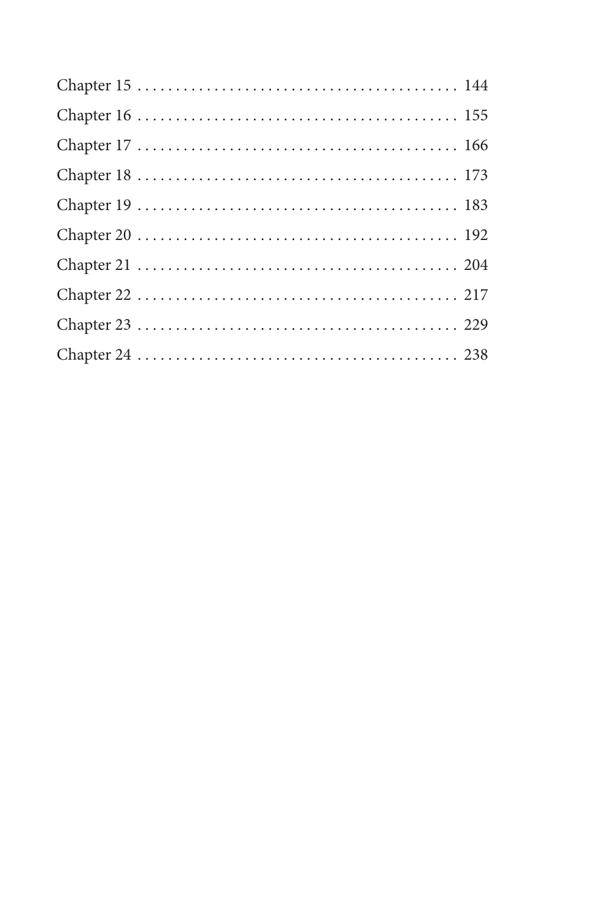Chapter 15 . . . . . . . . . . . . . . . . . . . . . . . . . . . . . . . . . . . . . . . . . . 144

Chapter 16 . . . . . . . . . . . . . . . . . . . . . . . . . . . . . . . . . . . . . . . . . . 155

Chapter 17 . . . . . . . . . . . . . . . . . . . . . . . . . . . . . . . . . . . . . . . . . . 166

Chapter 18 . . . . . . . . . . . . . . . . . . . . . . . . . . . . . . . . . . . . . . . . . . 173

Chapter 19 . . . . . . . . . . . . . . . . . . . . . . . . . . . . . . . . . . . . . . . . . . 183

Chapter 20 . . . . . . . . . . . . . . . . . . . . . . . . . . . . . . . . . . . . . . . . . . 192

Chapter 21 . . . . . . . . . . . . . . . . . . . . . . . . . . . . . . . . . . . . . . . . . . 204

Chapter 22 . . . . . . . . . . . . . . . . . . . . . . . . . . . . . . . . . . . . . . . . . . 217

Chapter 23 . . . . . . . . . . . . . . . . . . . . . . . . . . . . . . . . . . . . . . . . . . 229

Chapter 24 . . . . . . . . . . . . . . . . . . . . . . . . . . . . . . . . . . . . . . . . . . 238